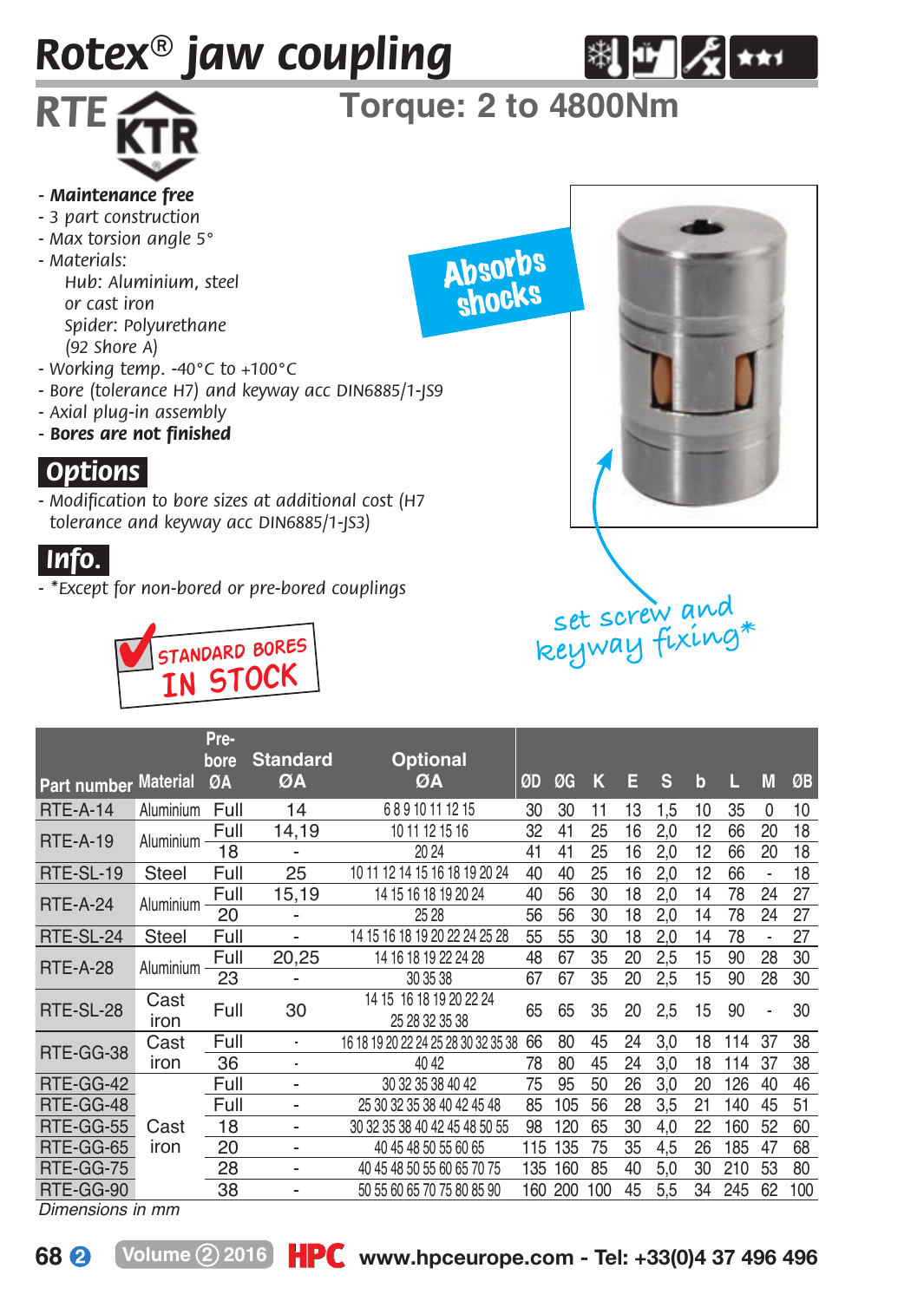# Rotex® jaw coupling

## RTE

## Torque: 2 to 4800Nm

- ***Maintenance free***
- *3 part construction*
- *Max torsion angle 5°*
- *Materials:*
  *Hub: Aluminium, steel or cast iron*
  *Spider: Polyurethane (92 Shore A)*
- *Working temp. -40°C to +100°C*
- *Bore (tolerance H7) and keyway acc DIN6885/1-JS9*
- *Axial plug-in assembly*
- ***Bores are not finished***

Absorbs shocks

## Options

- *Modification to bore sizes at additional cost (H7 tolerance and keyway acc DIN6885/1-JS3)*

## Info.

- *\*Except for non-bored or pre-bored couplings*

STANDARD BORES IN STOCK

set screw and keyway fixing*

| Part number | Material | Pre-bore ØA | Standard ØA | Optional ØA | ØD | ØG | K | E | S | b | L | M | ØB |
|---|---|---|---|---|---|---|---|---|---|---|---|---|---|
| RTE-A-14 | Aluminium | Full | 14 | 6 8 9 10 11 12 15 | 30 | 30 | 11 | 13 | 1,5 | 10 | 35 | 0 | 10 |
| RTE-A-19 | Aluminium | Full | 14,19 | 10 11 12 15 16 | 32 | 41 | 25 | 16 | 2,0 | 12 | 66 | 20 | 18 |
| | | 18 | - | 20 24 | 41 | 41 | 25 | 16 | 2,0 | 12 | 66 | 20 | 18 |
| RTE-SL-19 | Steel | Full | 25 | 10 11 12 14 15 16 18 19 20 24 | 40 | 40 | 25 | 16 | 2,0 | 12 | 66 | - | 18 |
| RTE-A-24 | Aluminium | Full | 15,19 | 14 15 16 18 19 20 24 | 40 | 56 | 30 | 18 | 2,0 | 14 | 78 | 24 | 27 |
| | | 20 | - | 25 28 | 56 | 56 | 30 | 18 | 2,0 | 14 | 78 | 24 | 27 |
| RTE-SL-24 | Steel | Full | - | 14 15 16 18 19 20 22 24 25 28 | 55 | 55 | 30 | 18 | 2,0 | 14 | 78 | - | 27 |
| RTE-A-28 | Aluminium | Full | 20,25 | 14 16 18 19 22 24 28 | 48 | 67 | 35 | 20 | 2,5 | 15 | 90 | 28 | 30 |
| | | 23 | - | 30 35 38 | 67 | 67 | 35 | 20 | 2,5 | 15 | 90 | 28 | 30 |
| RTE-SL-28 | Cast iron | Full | 30 | 14 15 16 18 19 20 22 24 25 28 32 35 38 | 65 | 65 | 35 | 20 | 2,5 | 15 | 90 | - | 30 |
| RTE-GG-38 | Cast iron | Full | - | 16 18 19 20 22 24 25 28 30 32 35 38 | 66 | 80 | 45 | 24 | 3,0 | 18 | 114 | 37 | 38 |
| | | 36 | - | 40 42 | 78 | 80 | 45 | 24 | 3,0 | 18 | 114 | 37 | 38 |
| RTE-GG-42 | Cast iron | Full | - | 30 32 35 38 40 42 | 75 | 95 | 50 | 26 | 3,0 | 20 | 126 | 40 | 46 |
| RTE-GG-48 | Cast iron | Full | - | 25 30 32 35 38 40 42 45 48 | 85 | 105 | 56 | 28 | 3,5 | 21 | 140 | 45 | 51 |
| RTE-GG-55 | Cast iron | 18 | - | 30 32 35 38 40 42 45 48 50 55 | 98 | 120 | 65 | 30 | 4,0 | 22 | 160 | 52 | 60 |
| RTE-GG-65 | Cast iron | 20 | - | 40 45 48 50 55 60 65 | 115 | 135 | 75 | 35 | 4,5 | 26 | 185 | 47 | 68 |
| RTE-GG-75 | Cast iron | 28 | - | 40 45 48 50 55 60 65 70 75 | 135 | 160 | 85 | 40 | 5,0 | 30 | 210 | 53 | 80 |
| RTE-GG-90 | Cast iron | 38 | - | 50 55 60 65 70 75 80 85 90 | 160 | 200 | 100 | 45 | 5,5 | 34 | 245 | 62 | 100 |

*Dimensions in mm*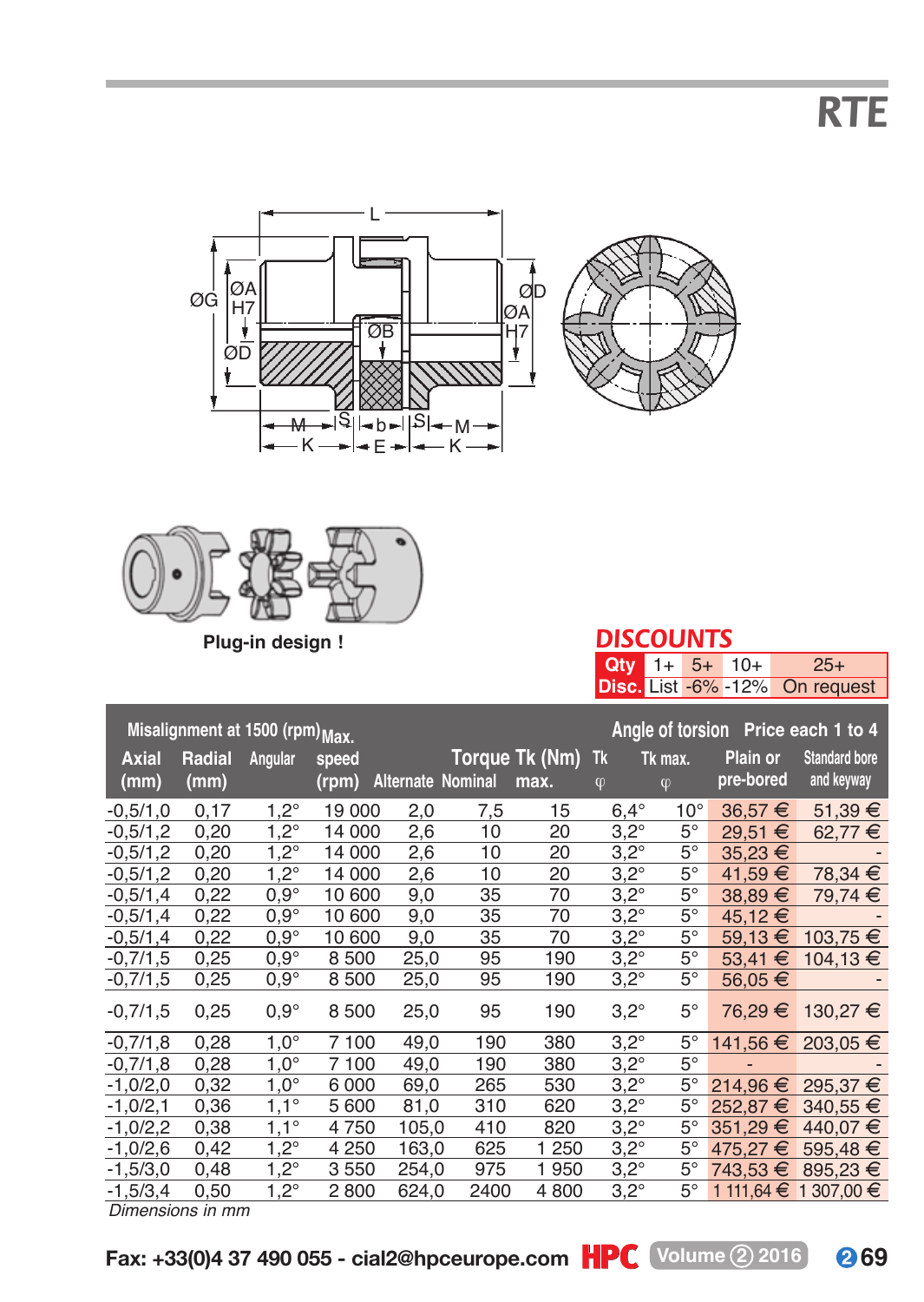# RTE

Plug-in design !

## DISCOUNTS

| Qty | 1+ | 5+ | 10+ | 25+ |
|---|---|---|---|---|
| Disc. | List | -6% | -12% | On request |

| Misalignment at 1500 (rpm) Axial (mm) | Radial (mm) | Angular | Max. speed (rpm) | Torque Tk (Nm) Alternate | Nominal | max. | Angle of torsion Tk φ | Tk max. φ | Price each 1 to 4 Plain or pre-bored | Standard bore and keyway |
|---|---|---|---|---|---|---|---|---|---|---|
| -0,5/1,0 | 0,17 | 1,2° | 19 000 | 2,0 | 7,5 | 15 | 6,4° | 10° | 36,57 € | 51,39 € |
| -0,5/1,2 | 0,20 | 1,2° | 14 000 | 2,6 | 10 | 20 | 3,2° | 5° | 29,51 € | 62,77 € |
| -0,5/1,2 | 0,20 | 1,2° | 14 000 | 2,6 | 10 | 20 | 3,2° | 5° | 35,23 € | - |
| -0,5/1,2 | 0,20 | 1,2° | 14 000 | 2,6 | 10 | 20 | 3,2° | 5° | 41,59 € | 78,34 € |
| -0,5/1,4 | 0,22 | 0,9° | 10 600 | 9,0 | 35 | 70 | 3,2° | 5° | 38,89 € | 79,74 € |
| -0,5/1,4 | 0,22 | 0,9° | 10 600 | 9,0 | 35 | 70 | 3,2° | 5° | 45,12 € | - |
| -0,5/1,4 | 0,22 | 0,9° | 10 600 | 9,0 | 35 | 70 | 3,2° | 5° | 59,13 € | 103,75 € |
| -0,7/1,5 | 0,25 | 0,9° | 8 500 | 25,0 | 95 | 190 | 3,2° | 5° | 53,41 € | 104,13 € |
| -0,7/1,5 | 0,25 | 0,9° | 8 500 | 25,0 | 95 | 190 | 3,2° | 5° | 56,05 € | - |
| -0,7/1,5 | 0,25 | 0,9° | 8 500 | 25,0 | 95 | 190 | 3,2° | 5° | 76,29 € | 130,27 € |
| -0,7/1,8 | 0,28 | 1,0° | 7 100 | 49,0 | 190 | 380 | 3,2° | 5° | 141,56 € | 203,05 € |
| -0,7/1,8 | 0,28 | 1,0° | 7 100 | 49,0 | 190 | 380 | 3,2° | 5° | - | - |
| -1,0/2,0 | 0,32 | 1,0° | 6 000 | 69,0 | 265 | 530 | 3,2° | 5° | 214,96 € | 295,37 € |
| -1,0/2,1 | 0,36 | 1,1° | 5 600 | 81,0 | 310 | 620 | 3,2° | 5° | 252,87 € | 340,55 € |
| -1,0/2,2 | 0,38 | 1,1° | 4 750 | 105,0 | 410 | 820 | 3,2° | 5° | 351,29 € | 440,07 € |
| -1,0/2,6 | 0,42 | 1,2° | 4 250 | 163,0 | 625 | 1 250 | 3,2° | 5° | 475,27 € | 595,48 € |
| -1,5/3,0 | 0,48 | 1,2° | 3 550 | 254,0 | 975 | 1 950 | 3,2° | 5° | 743,53 € | 895,23 € |
| -1,5/3,4 | 0,50 | 1,2° | 2 800 | 624,0 | 2400 | 4 800 | 3,2° | 5° | 1 111,64 € | 1 307,00 € |

*Dimensions in mm*

Fax: +33(0)4 37 490 055 - cial2@hpceurope.com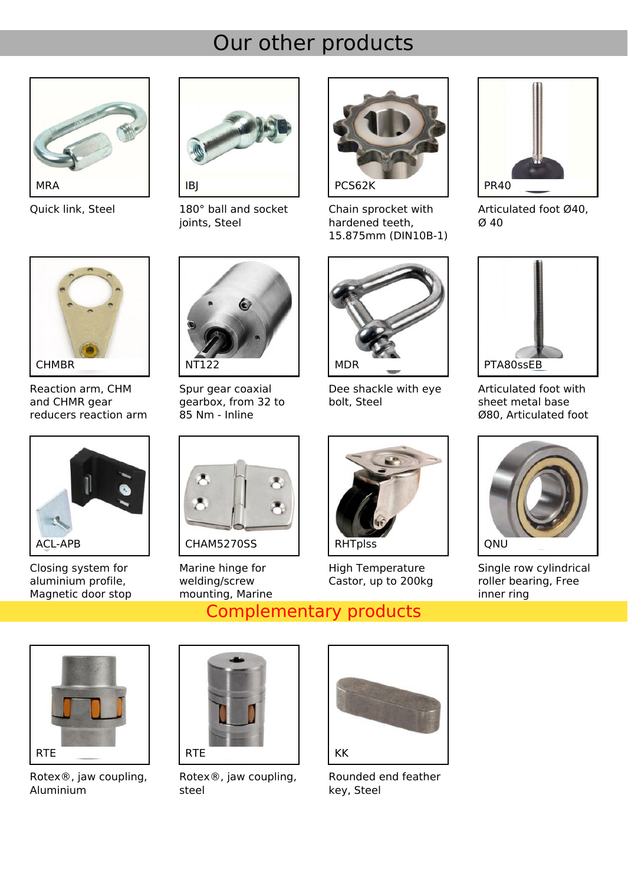# Our other products

MRA

Quick link, Steel

IBJ

180° ball and socket joints, Steel

PCS62K

Chain sprocket with hardened teeth, 15.875mm (DIN10B-1)

PR40

Articulated foot Ø40, Ø 40

CHMBR

Reaction arm, CHM and CHMR gear reducers reaction arm

NT122

Spur gear coaxial gearbox, from 32 to 85 Nm - Inline

MDR

Dee shackle with eye bolt, Steel

PTA80ssEB

Articulated foot with sheet metal base Ø80, Articulated foot

ACL-APB

Closing system for aluminium profile, Magnetic door stop

CHAM5270SS

Marine hinge for welding/screw mounting, Marine

RHTplss

High Temperature Castor, up to 200kg

QNU

Single row cylindrical roller bearing, Free inner ring

# Complementary products

RTE

Rotex®, jaw coupling, Aluminium

RTE

Rotex®, jaw coupling, steel

KK

Rounded end feather key, Steel